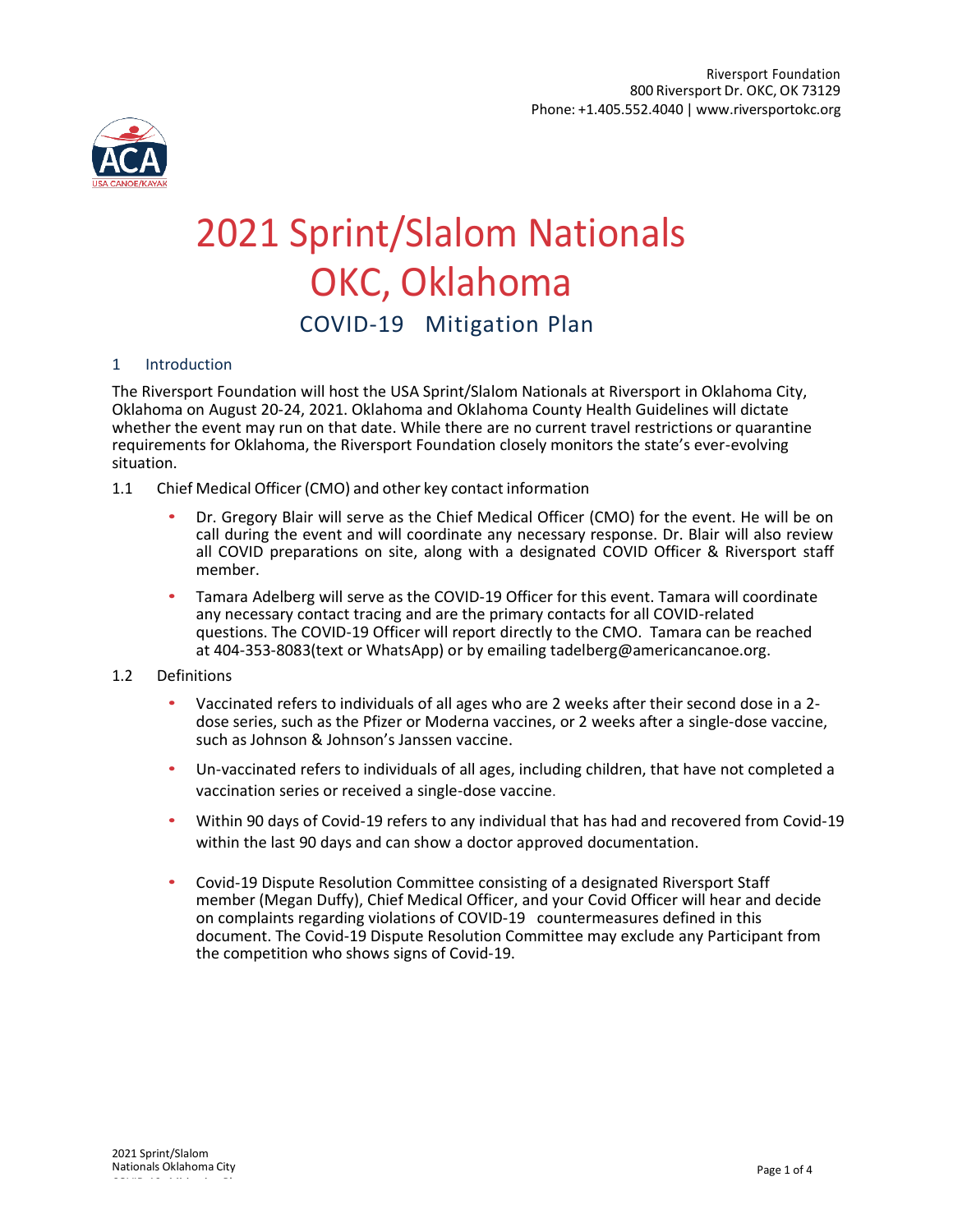Riversport Foundation
800 Riversport Dr. OKC, OK 73129
Phone: +1.405.552.4040 | www.riversportokc.org

# 2021 Sprint/Slalom Nationals OKC, Oklahoma

## COVID-19 Mitigation Plan

### 1 Introduction

The Riversport Foundation will host the USA Sprint/Slalom Nationals at Riversport in Oklahoma City, Oklahoma on August 20-24, 2021. Oklahoma and Oklahoma County Health Guidelines will dictate whether the event may run on that date. While there are no current travel restrictions or quarantine requirements for Oklahoma, the Riversport Foundation closely monitors the state's ever-evolving situation.

#### 1.1 Chief Medical Officer (CMO) and other key contact information

- Dr. Gregory Blair will serve as the Chief Medical Officer (CMO) for the event. He will be on call during the event and will coordinate any necessary response. Dr. Blair will also review all COVID preparations on site, along with a designated COVID Officer & Riversport staff member.
- Tamara Adelberg will serve as the COVID-19 Officer for this event. Tamara will coordinate any necessary contact tracing and are the primary contacts for all COVID-related questions. The COVID-19 Officer will report directly to the CMO. Tamara can be reached at 404-353-8083(text or WhatsApp) or by emailing tadelberg@americancanoe.org.

#### 1.2 Definitions

- Vaccinated refers to individuals of all ages who are 2 weeks after their second dose in a 2-dose series, such as the Pfizer or Moderna vaccines, or 2 weeks after a single-dose vaccine, such as Johnson & Johnson's Janssen vaccine.
- Un-vaccinated refers to individuals of all ages, including children, that have not completed a vaccination series or received a single-dose vaccine.
- Within 90 days of Covid-19 refers to any individual that has had and recovered from Covid-19 within the last 90 days and can show a doctor approved documentation.
- Covid-19 Dispute Resolution Committee consisting of a designated Riversport Staff member (Megan Duffy), Chief Medical Officer, and your Covid Officer will hear and decide on complaints regarding violations of COVID-19 countermeasures defined in this document. The Covid-19 Dispute Resolution Committee may exclude any Participant from the competition who shows signs of Covid-19.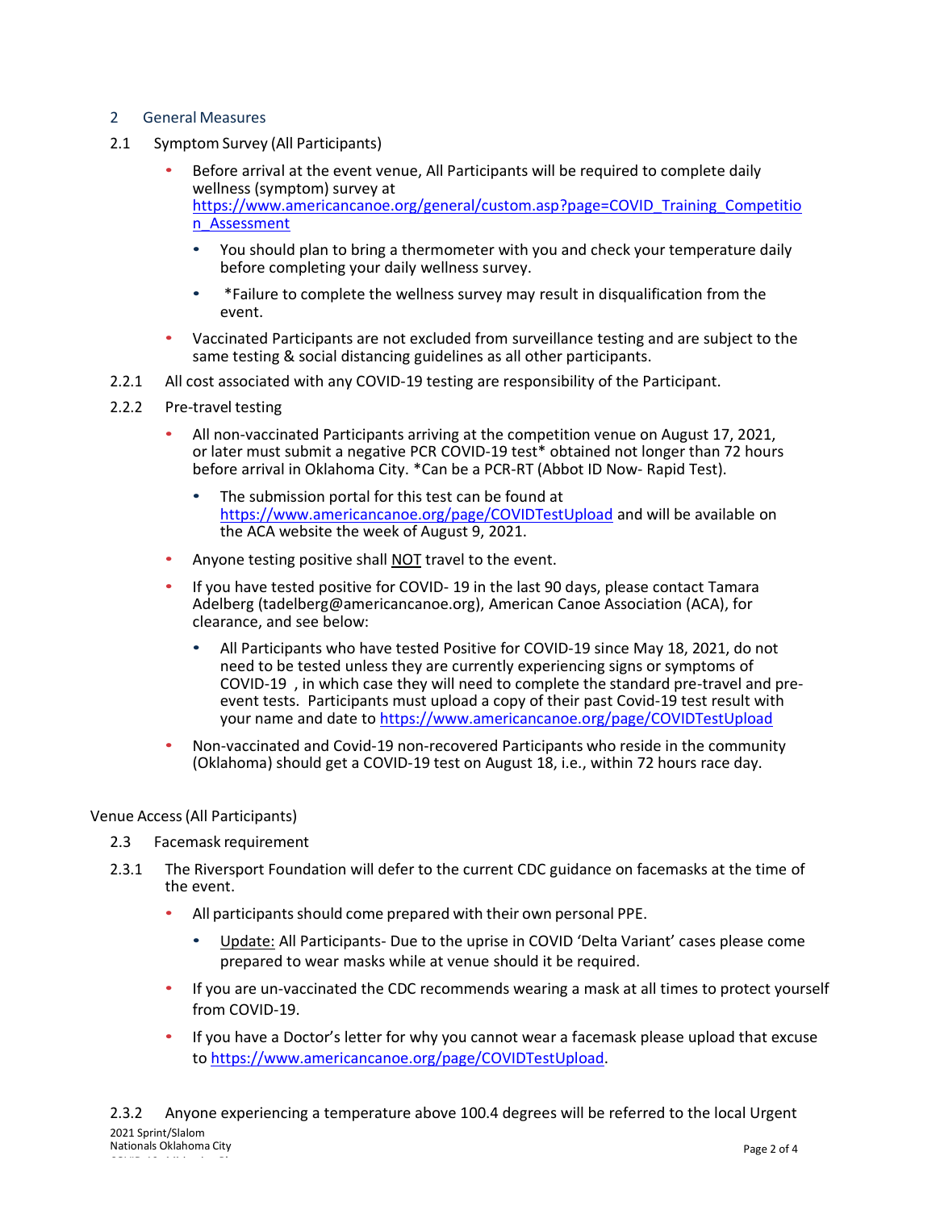## 2 General Measures

### 2.1 Symptom Survey (All Participants)

- Before arrival at the event venue, All Participants will be required to complete daily wellness (symptom) survey at https://www.americancanoe.org/general/custom.asp?page=COVID_Training_Competition_Assessment
  - You should plan to bring a thermometer with you and check your temperature daily before completing your daily wellness survey.
  - *Failure to complete the wellness survey may result in disqualification from the event.
- Vaccinated Participants are not excluded from surveillance testing and are subject to the same testing & social distancing guidelines as all other participants.

2.2.1 All cost associated with any COVID-19 testing are responsibility of the Participant.

2.2.2 Pre-travel testing

- All non-vaccinated Participants arriving at the competition venue on August 17, 2021, or later must submit a negative PCR COVID-19 test* obtained not longer than 72 hours before arrival in Oklahoma City. *Can be a PCR-RT (Abbot ID Now- Rapid Test).
  - The submission portal for this test can be found at https://www.americancanoe.org/page/COVIDTestUpload and will be available on the ACA website the week of August 9, 2021.
- Anyone testing positive shall <u>NOT</u> travel to the event.
- If you have tested positive for COVID- 19 in the last 90 days, please contact Tamara Adelberg (tadelberg@americancanoe.org), American Canoe Association (ACA), for clearance, and see below:
  - All Participants who have tested Positive for COVID-19 since May 18, 2021, do not need to be tested unless they are currently experiencing signs or symptoms of COVID-19 , in which case they will need to complete the standard pre-travel and pre-event tests. Participants must upload a copy of their past Covid-19 test result with your name and date to https://www.americancanoe.org/page/COVIDTestUpload
- Non-vaccinated and Covid-19 non-recovered Participants who reside in the community (Oklahoma) should get a COVID-19 test on August 18, i.e., within 72 hours race day.

Venue Access (All Participants)

### 2.3 Facemask requirement

2.3.1 The Riversport Foundation will defer to the current CDC guidance on facemasks at the time of the event.

- All participants should come prepared with their own personal PPE.
  - <u>Update:</u> All Participants- Due to the uprise in COVID 'Delta Variant' cases please come prepared to wear masks while at venue should it be required.
- If you are un-vaccinated the CDC recommends wearing a mask at all times to protect yourself from COVID-19.
- If you have a Doctor's letter for why you cannot wear a facemask please upload that excuse to https://www.americancanoe.org/page/COVIDTestUpload.

2.3.2 Anyone experiencing a temperature above 100.4 degrees will be referred to the local Urgent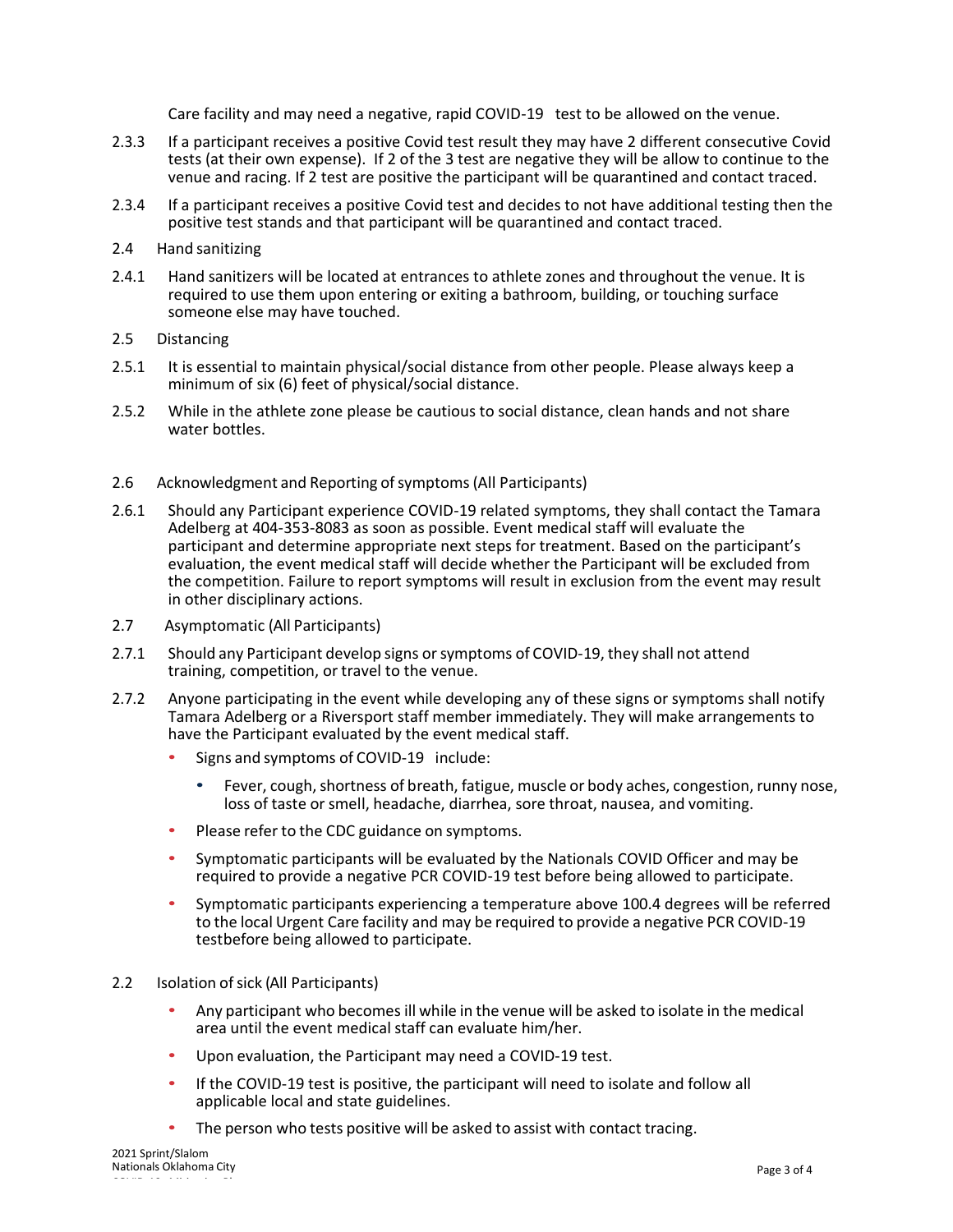Care facility and may need a negative, rapid COVID-19 test to be allowed on the venue.

2.3.3 If a participant receives a positive Covid test result they may have 2 different consecutive Covid tests (at their own expense). If 2 of the 3 test are negative they will be allow to continue to the venue and racing. If 2 test are positive the participant will be quarantined and contact traced.

2.3.4 If a participant receives a positive Covid test and decides to not have additional testing then the positive test stands and that participant will be quarantined and contact traced.

2.4 Hand sanitizing

2.4.1 Hand sanitizers will be located at entrances to athlete zones and throughout the venue. It is required to use them upon entering or exiting a bathroom, building, or touching surface someone else may have touched.

2.5 Distancing

2.5.1 It is essential to maintain physical/social distance from other people. Please always keep a minimum of six (6) feet of physical/social distance.

2.5.2 While in the athlete zone please be cautious to social distance, clean hands and not share water bottles.

2.6 Acknowledgment and Reporting of symptoms (All Participants)

2.6.1 Should any Participant experience COVID-19 related symptoms, they shall contact the Tamara Adelberg at 404-353-8083 as soon as possible. Event medical staff will evaluate the participant and determine appropriate next steps for treatment. Based on the participant's evaluation, the event medical staff will decide whether the Participant will be excluded from the competition. Failure to report symptoms will result in exclusion from the event may result in other disciplinary actions.

2.7 Asymptomatic (All Participants)

2.7.1 Should any Participant develop signs or symptoms of COVID-19, they shall not attend training, competition, or travel to the venue.

2.7.2 Anyone participating in the event while developing any of these signs or symptoms shall notify Tamara Adelberg or a Riversport staff member immediately. They will make arrangements to have the Participant evaluated by the event medical staff.

- Signs and symptoms of COVID-19 include:
  - Fever, cough, shortness of breath, fatigue, muscle or body aches, congestion, runny nose, loss of taste or smell, headache, diarrhea, sore throat, nausea, and vomiting.
- Please refer to the CDC guidance on symptoms.
- Symptomatic participants will be evaluated by the Nationals COVID Officer and may be required to provide a negative PCR COVID-19 test before being allowed to participate.
- Symptomatic participants experiencing a temperature above 100.4 degrees will be referred to the local Urgent Care facility and may be required to provide a negative PCR COVID-19 testbefore being allowed to participate.

2.2 Isolation of sick (All Participants)

- Any participant who becomes ill while in the venue will be asked to isolate in the medical area until the event medical staff can evaluate him/her.
- Upon evaluation, the Participant may need a COVID-19 test.
- If the COVID-19 test is positive, the participant will need to isolate and follow all applicable local and state guidelines.
- The person who tests positive will be asked to assist with contact tracing.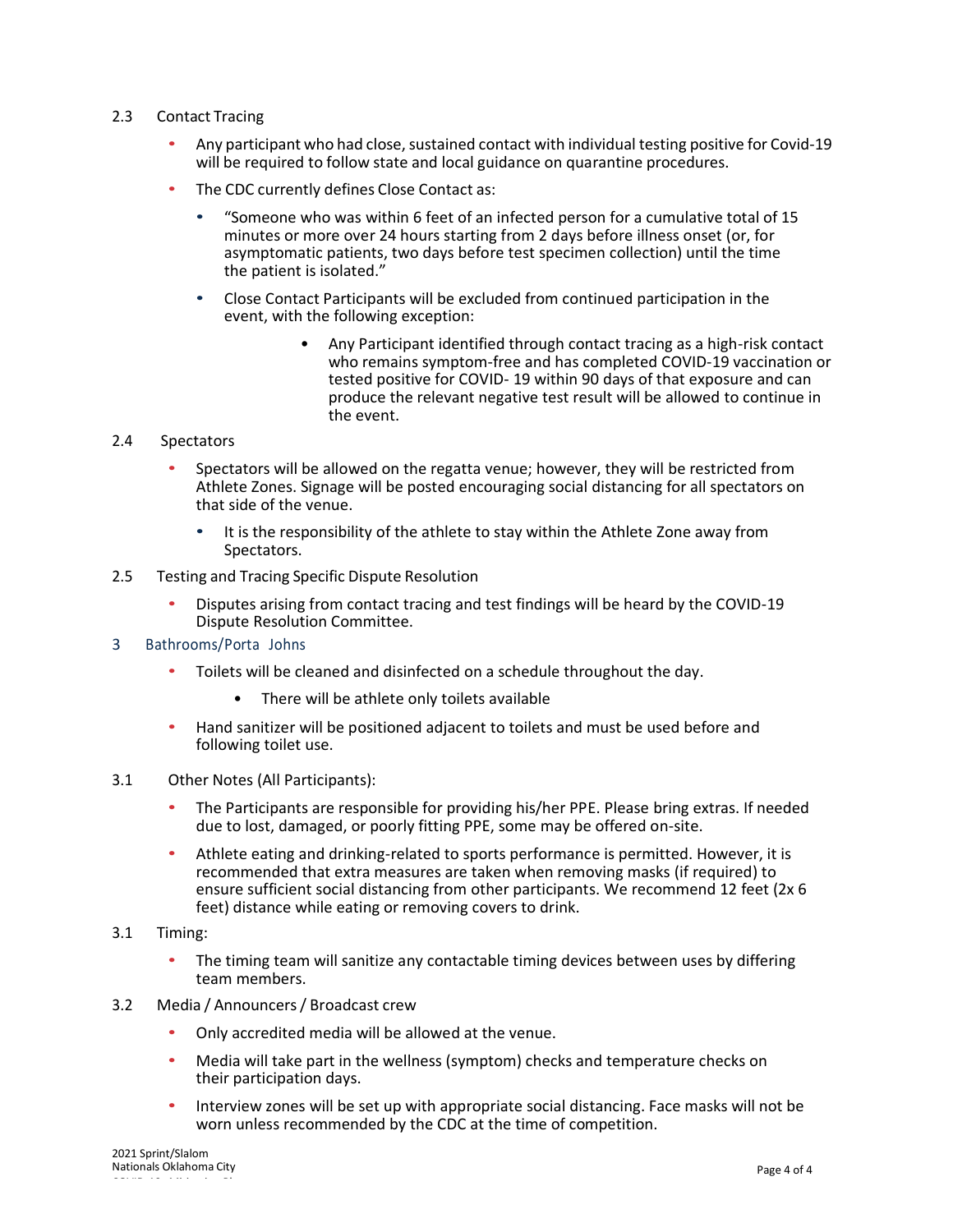2.3 Contact Tracing

- Any participant who had close, sustained contact with individual testing positive for Covid-19 will be required to follow state and local guidance on quarantine procedures.
- The CDC currently defines Close Contact as:
  - "Someone who was within 6 feet of an infected person for a cumulative total of 15 minutes or more over 24 hours starting from 2 days before illness onset (or, for asymptomatic patients, two days before test specimen collection) until the time the patient is isolated."
  - Close Contact Participants will be excluded from continued participation in the event, with the following exception:
    - Any Participant identified through contact tracing as a high-risk contact who remains symptom-free and has completed COVID-19 vaccination or tested positive for COVID- 19 within 90 days of that exposure and can produce the relevant negative test result will be allowed to continue in the event.

2.4 Spectators

- Spectators will be allowed on the regatta venue; however, they will be restricted from Athlete Zones. Signage will be posted encouraging social distancing for all spectators on that side of the venue.
  - It is the responsibility of the athlete to stay within the Athlete Zone away from Spectators.

2.5 Testing and Tracing Specific Dispute Resolution

- Disputes arising from contact tracing and test findings will be heard by the COVID-19 Dispute Resolution Committee.

## 3 Bathrooms/Porta Johns

- Toilets will be cleaned and disinfected on a schedule throughout the day.
  - There will be athlete only toilets available
- Hand sanitizer will be positioned adjacent to toilets and must be used before and following toilet use.

3.1 Other Notes (All Participants):

- The Participants are responsible for providing his/her PPE. Please bring extras. If needed due to lost, damaged, or poorly fitting PPE, some may be offered on-site.
- Athlete eating and drinking-related to sports performance is permitted. However, it is recommended that extra measures are taken when removing masks (if required) to ensure sufficient social distancing from other participants. We recommend 12 feet (2x 6 feet) distance while eating or removing covers to drink.

3.1 Timing:

- The timing team will sanitize any contactable timing devices between uses by differing team members.

3.2 Media / Announcers / Broadcast crew

- Only accredited media will be allowed at the venue.
- Media will take part in the wellness (symptom) checks and temperature checks on their participation days.
- Interview zones will be set up with appropriate social distancing. Face masks will not be worn unless recommended by the CDC at the time of competition.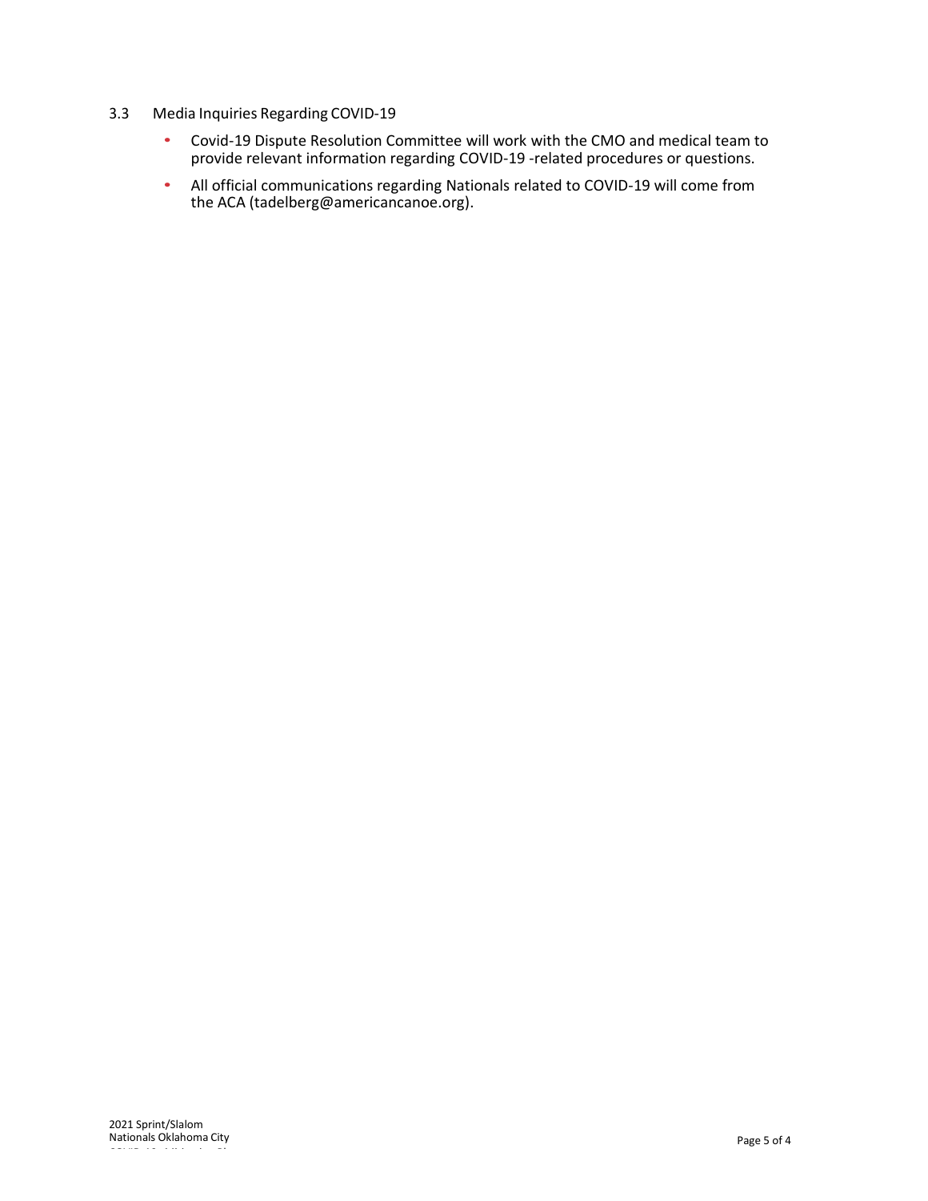### 3.3 Media Inquiries Regarding COVID-19

- Covid-19 Dispute Resolution Committee will work with the CMO and medical team to provide relevant information regarding COVID-19 -related procedures or questions.
- All official communications regarding Nationals related to COVID-19 will come from the ACA (tadelberg@americancanoe.org).